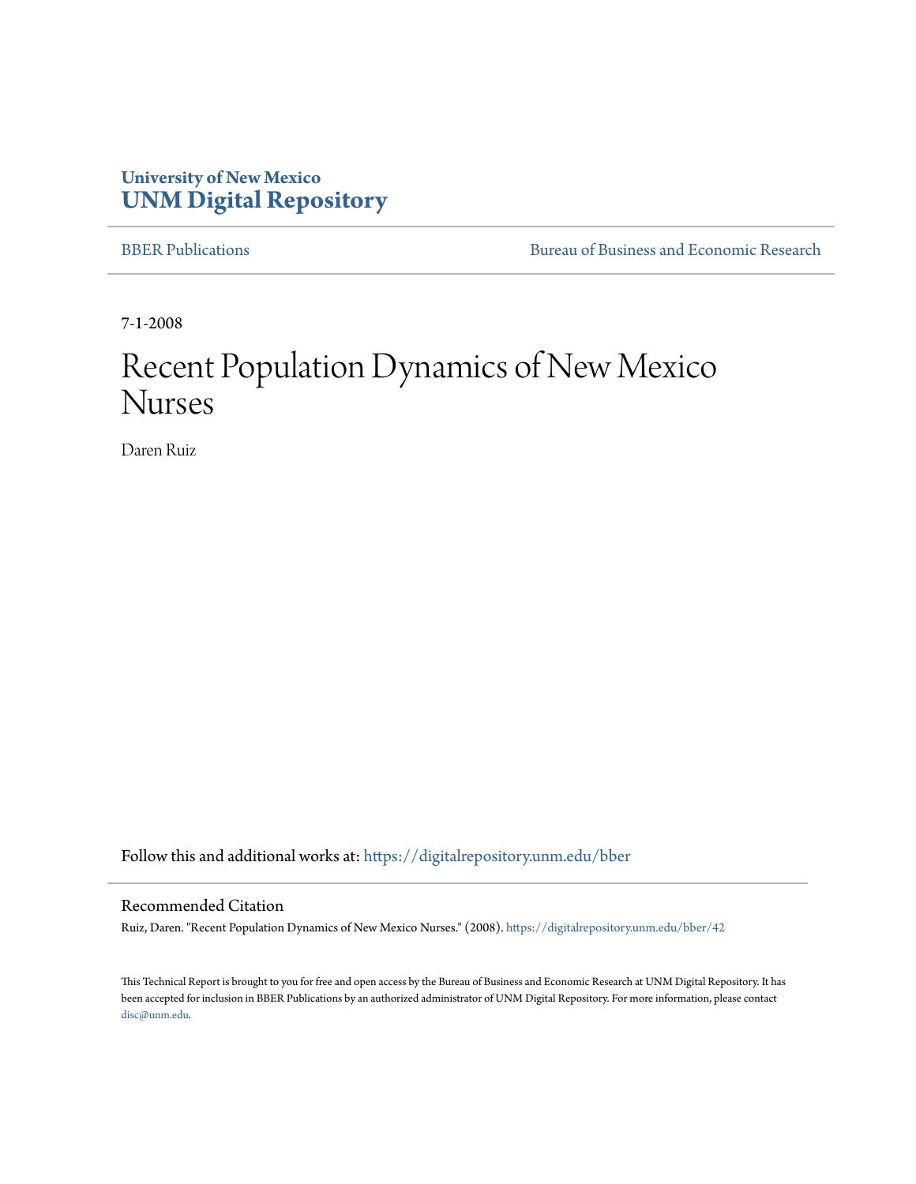University of New Mexico
**UNM Digital Repository**

BBER Publications | Bureau of Business and Economic Research

7-1-2008

# Recent Population Dynamics of New Mexico Nurses

Daren Ruiz

Follow this and additional works at: https://digitalrepository.unm.edu/bber

## Recommended Citation

Ruiz, Daren. "Recent Population Dynamics of New Mexico Nurses." (2008). https://digitalrepository.unm.edu/bber/42

This Technical Report is brought to you for free and open access by the Bureau of Business and Economic Research at UNM Digital Repository. It has been accepted for inclusion in BBER Publications by an authorized administrator of UNM Digital Repository. For more information, please contact disc@unm.edu.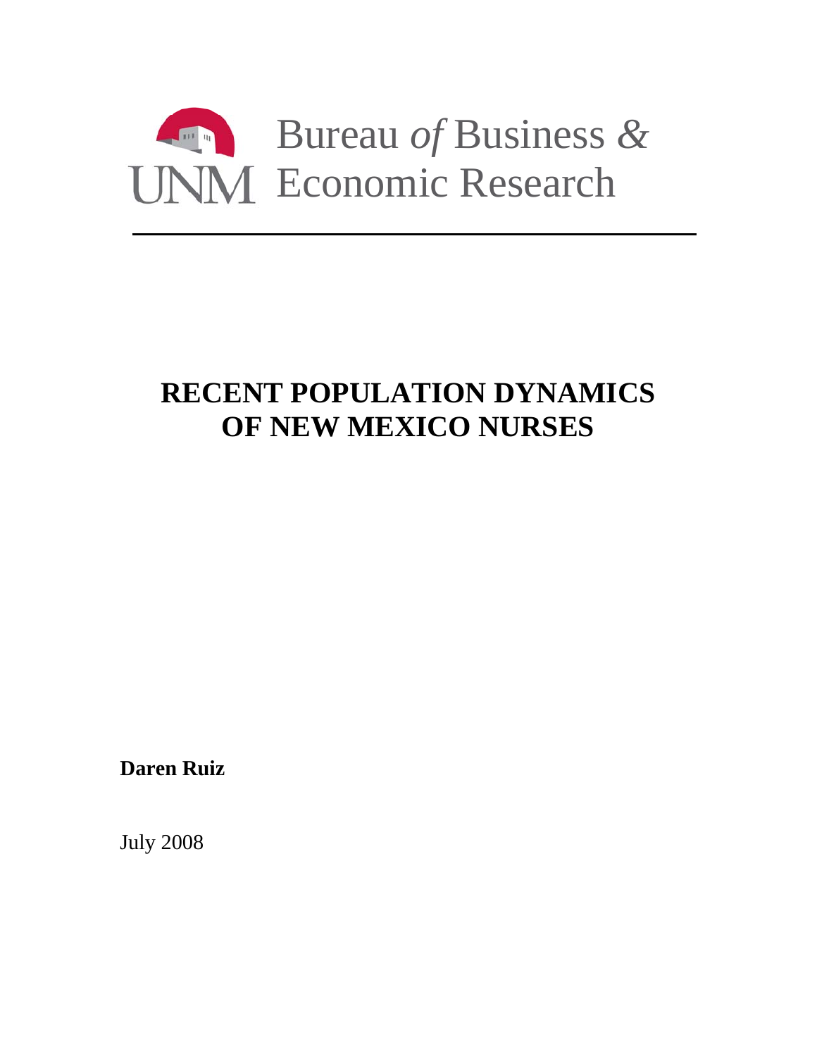Bureau *of* Business &
UNM Economic Research

---

# RECENT POPULATION DYNAMICS OF NEW MEXICO NURSES

**Daren Ruiz**

July 2008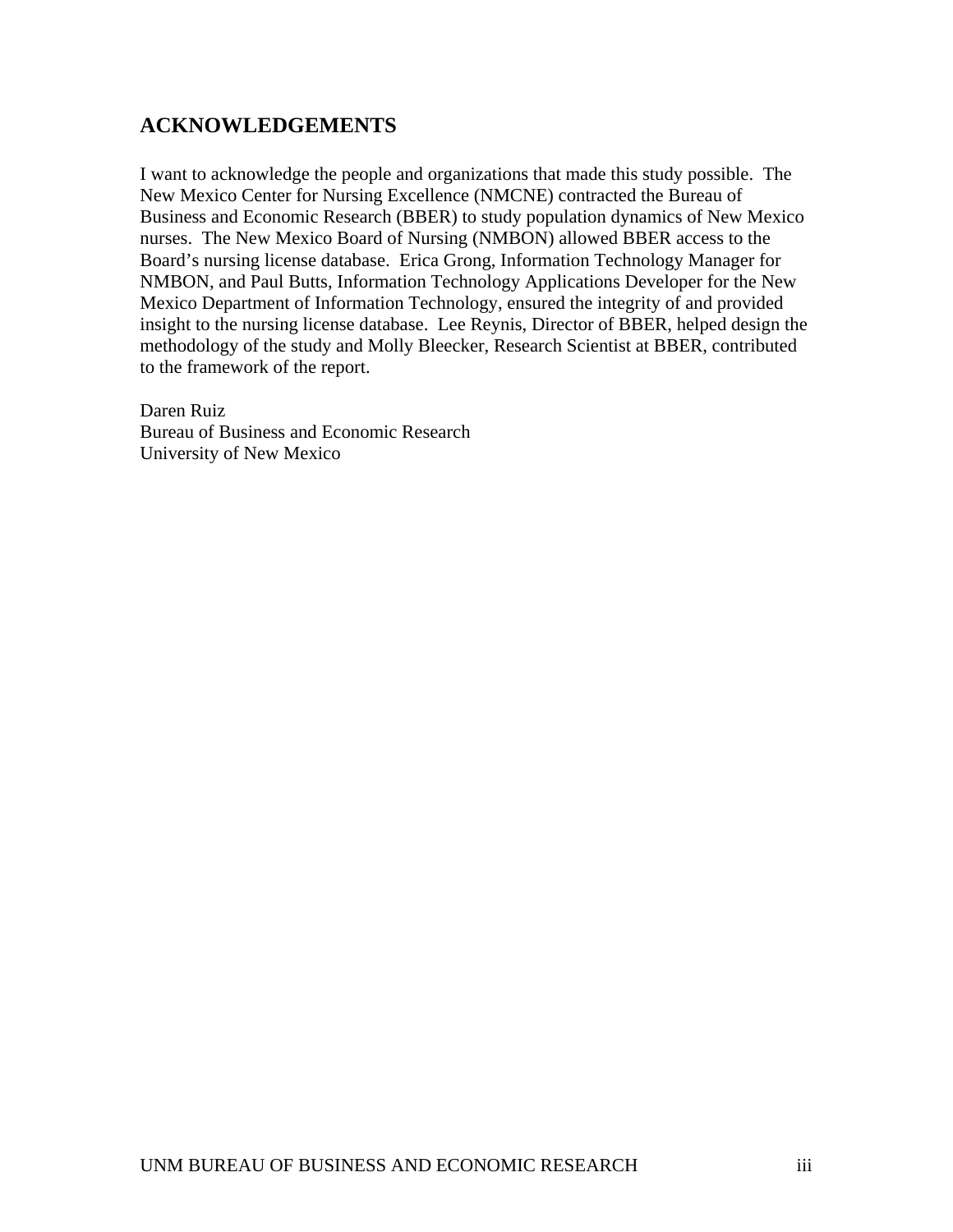## ACKNOWLEDGEMENTS

I want to acknowledge the people and organizations that made this study possible. The New Mexico Center for Nursing Excellence (NMCNE) contracted the Bureau of Business and Economic Research (BBER) to study population dynamics of New Mexico nurses. The New Mexico Board of Nursing (NMBON) allowed BBER access to the Board's nursing license database. Erica Grong, Information Technology Manager for NMBON, and Paul Butts, Information Technology Applications Developer for the New Mexico Department of Information Technology, ensured the integrity of and provided insight to the nursing license database. Lee Reynis, Director of BBER, helped design the methodology of the study and Molly Bleecker, Research Scientist at BBER, contributed to the framework of the report.

Daren Ruiz
Bureau of Business and Economic Research
University of New Mexico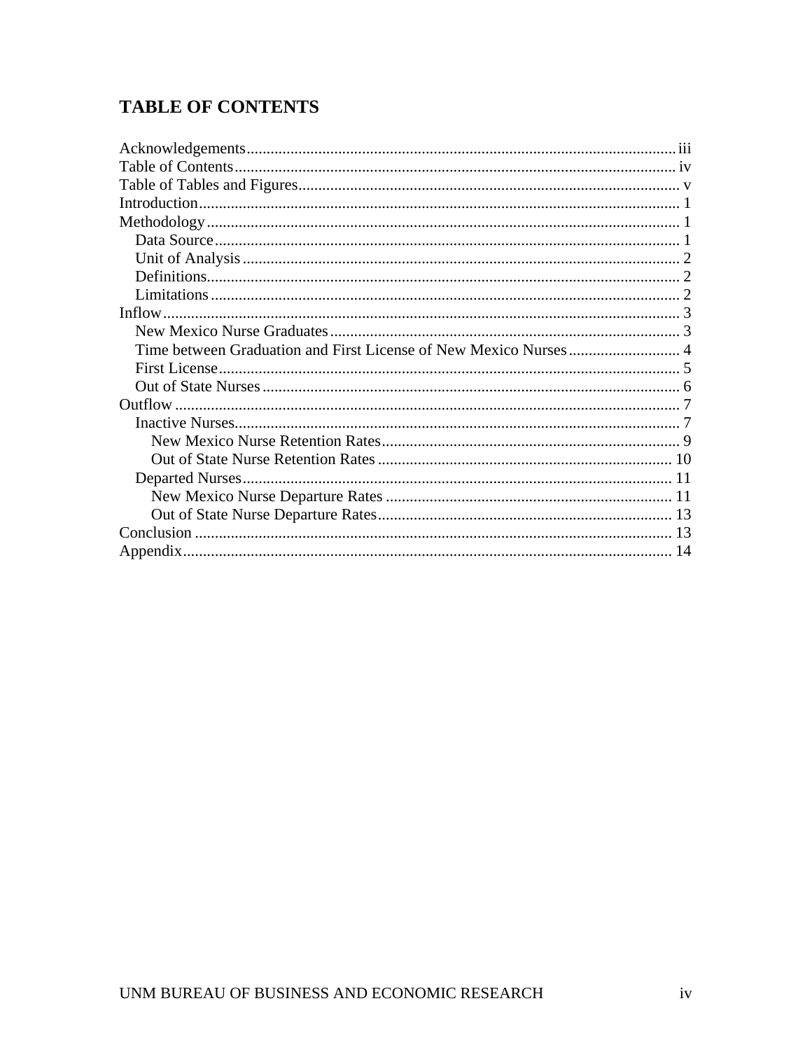# TABLE OF CONTENTS

Acknowledgements .......... iii
Table of Contents .......... iv
Table of Tables and Figures .......... v
Introduction .......... 1
Methodology .......... 1
  Data Source .......... 1
  Unit of Analysis .......... 2
  Definitions .......... 2
  Limitations .......... 2
Inflow .......... 3
  New Mexico Nurse Graduates .......... 3
  Time between Graduation and First License of New Mexico Nurses .......... 4
  First License .......... 5
  Out of State Nurses .......... 6
Outflow .......... 7
  Inactive Nurses .......... 7
    New Mexico Nurse Retention Rates .......... 9
    Out of State Nurse Retention Rates .......... 10
  Departed Nurses .......... 11
    New Mexico Nurse Departure Rates .......... 11
    Out of State Nurse Departure Rates .......... 13
Conclusion .......... 13
Appendix .......... 14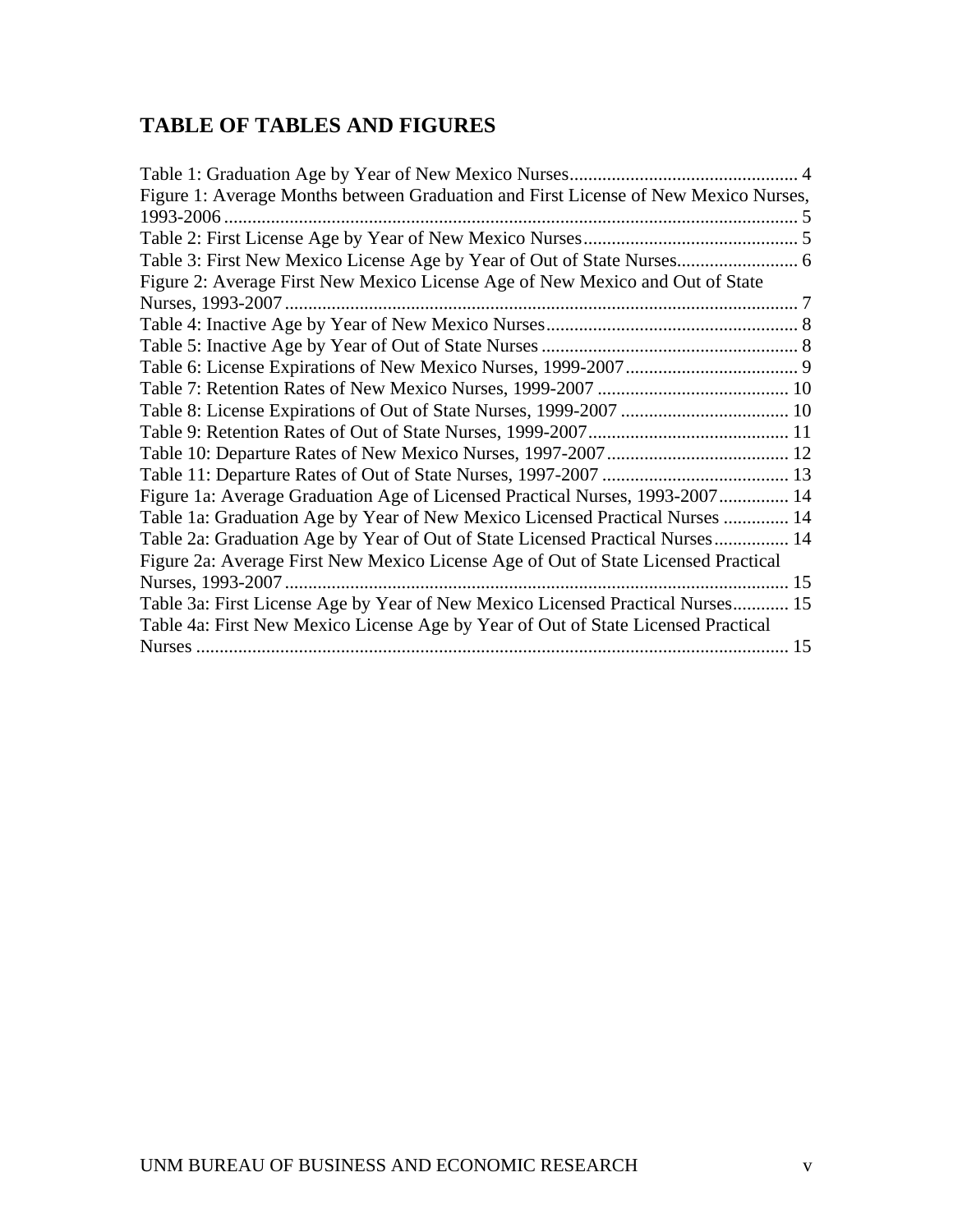## TABLE OF TABLES AND FIGURES

Table 1: Graduation Age by Year of New Mexico Nurses ................................................ 4
Figure 1: Average Months between Graduation and First License of New Mexico Nurses, 1993-2006 ........................................................................................................................ 5
Table 2: First License Age by Year of New Mexico Nurses ............................................. 5
Table 3: First New Mexico License Age by Year of Out of State Nurses .......................... 6
Figure 2: Average First New Mexico License Age of New Mexico and Out of State Nurses, 1993-2007 ............................................................................................................. 7
Table 4: Inactive Age by Year of New Mexico Nurses ..................................................... 8
Table 5: Inactive Age by Year of Out of State Nurses ...................................................... 8
Table 6: License Expirations of New Mexico Nurses, 1999-2007 ..................................... 9
Table 7: Retention Rates of New Mexico Nurses, 1999-2007 ......................................... 10
Table 8: License Expirations of Out of State Nurses, 1999-2007 .................................... 10
Table 9: Retention Rates of Out of State Nurses, 1999-2007 ........................................... 11
Table 10: Departure Rates of New Mexico Nurses, 1997-2007 ....................................... 12
Table 11: Departure Rates of Out of State Nurses, 1997-2007 ........................................ 13
Figure 1a: Average Graduation Age of Licensed Practical Nurses, 1993-2007 ............... 14
Table 1a: Graduation Age by Year of New Mexico Licensed Practical Nurses .............. 14
Table 2a: Graduation Age by Year of Out of State Licensed Practical Nurses ................ 14
Figure 2a: Average First New Mexico License Age of Out of State Licensed Practical Nurses, 1993-2007 ........................................................................................................... 15
Table 3a: First License Age by Year of New Mexico Licensed Practical Nurses ............ 15
Table 4a: First New Mexico License Age by Year of Out of State Licensed Practical Nurses .............................................................................................................................. 15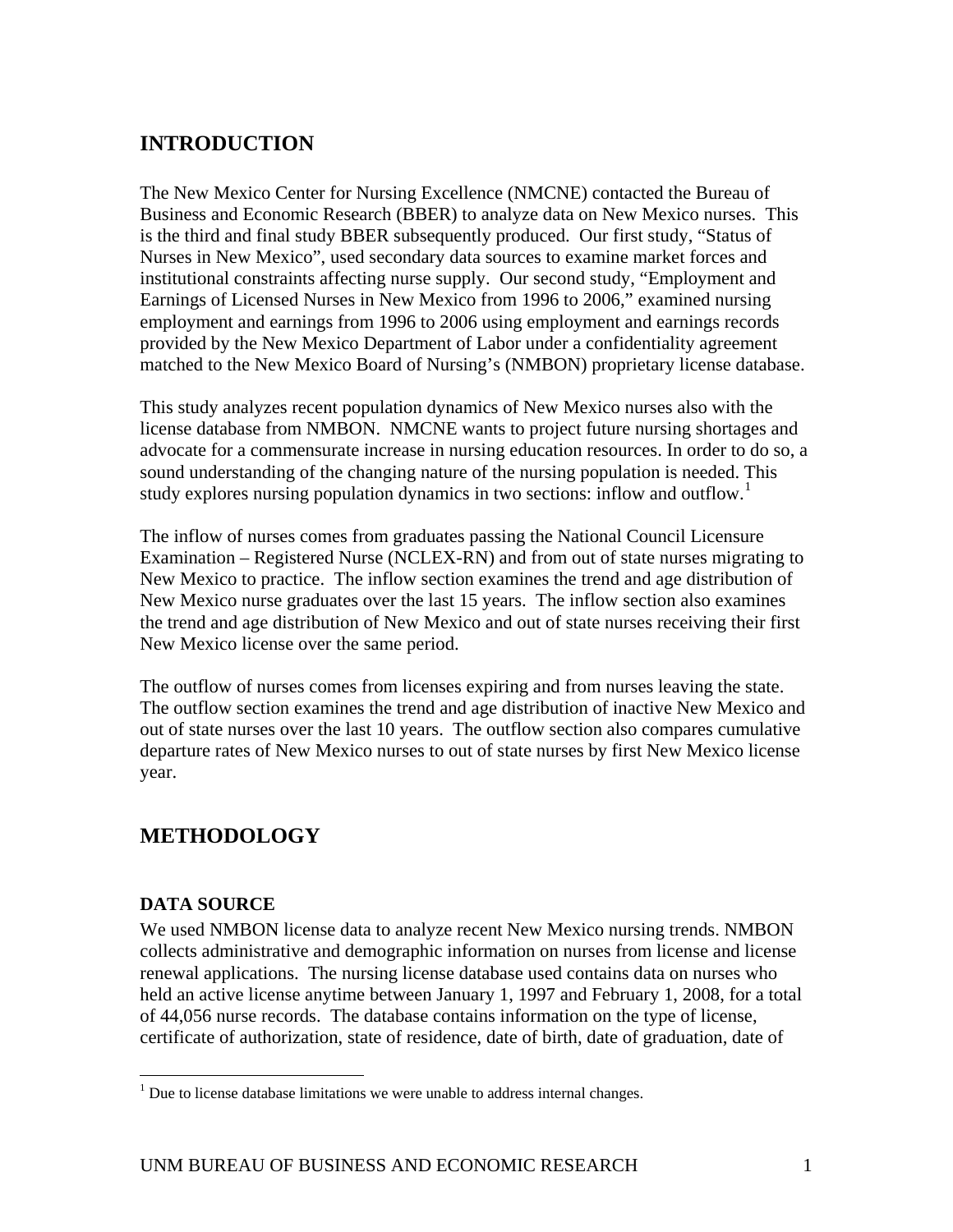## INTRODUCTION

The New Mexico Center for Nursing Excellence (NMCNE) contacted the Bureau of Business and Economic Research (BBER) to analyze data on New Mexico nurses. This is the third and final study BBER subsequently produced. Our first study, "Status of Nurses in New Mexico", used secondary data sources to examine market forces and institutional constraints affecting nurse supply. Our second study, "Employment and Earnings of Licensed Nurses in New Mexico from 1996 to 2006," examined nursing employment and earnings from 1996 to 2006 using employment and earnings records provided by the New Mexico Department of Labor under a confidentiality agreement matched to the New Mexico Board of Nursing's (NMBON) proprietary license database.

This study analyzes recent population dynamics of New Mexico nurses also with the license database from NMBON. NMCNE wants to project future nursing shortages and advocate for a commensurate increase in nursing education resources. In order to do so, a sound understanding of the changing nature of the nursing population is needed. This study explores nursing population dynamics in two sections: inflow and outflow.[1]

The inflow of nurses comes from graduates passing the National Council Licensure Examination – Registered Nurse (NCLEX-RN) and from out of state nurses migrating to New Mexico to practice. The inflow section examines the trend and age distribution of New Mexico nurse graduates over the last 15 years. The inflow section also examines the trend and age distribution of New Mexico and out of state nurses receiving their first New Mexico license over the same period.

The outflow of nurses comes from licenses expiring and from nurses leaving the state. The outflow section examines the trend and age distribution of inactive New Mexico and out of state nurses over the last 10 years. The outflow section also compares cumulative departure rates of New Mexico nurses to out of state nurses by first New Mexico license year.

## METHODOLOGY

### DATA SOURCE

We used NMBON license data to analyze recent New Mexico nursing trends. NMBON collects administrative and demographic information on nurses from license and license renewal applications. The nursing license database used contains data on nurses who held an active license anytime between January 1, 1997 and February 1, 2008, for a total of 44,056 nurse records. The database contains information on the type of license, certificate of authorization, state of residence, date of birth, date of graduation, date of

[1] Due to license database limitations we were unable to address internal changes.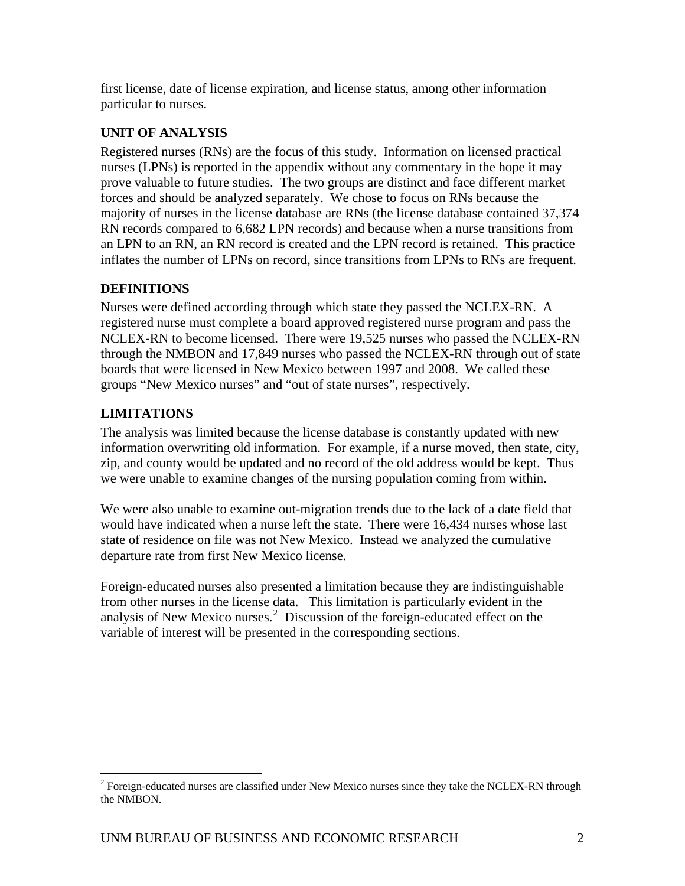first license, date of license expiration, and license status, among other information particular to nurses.

## UNIT OF ANALYSIS

Registered nurses (RNs) are the focus of this study. Information on licensed practical nurses (LPNs) is reported in the appendix without any commentary in the hope it may prove valuable to future studies. The two groups are distinct and face different market forces and should be analyzed separately. We chose to focus on RNs because the majority of nurses in the license database are RNs (the license database contained 37,374 RN records compared to 6,682 LPN records) and because when a nurse transitions from an LPN to an RN, an RN record is created and the LPN record is retained. This practice inflates the number of LPNs on record, since transitions from LPNs to RNs are frequent.

## DEFINITIONS

Nurses were defined according through which state they passed the NCLEX-RN. A registered nurse must complete a board approved registered nurse program and pass the NCLEX-RN to become licensed. There were 19,525 nurses who passed the NCLEX-RN through the NMBON and 17,849 nurses who passed the NCLEX-RN through out of state boards that were licensed in New Mexico between 1997 and 2008. We called these groups "New Mexico nurses" and "out of state nurses", respectively.

## LIMITATIONS

The analysis was limited because the license database is constantly updated with new information overwriting old information. For example, if a nurse moved, then state, city, zip, and county would be updated and no record of the old address would be kept. Thus we were unable to examine changes of the nursing population coming from within.

We were also unable to examine out-migration trends due to the lack of a date field that would have indicated when a nurse left the state. There were 16,434 nurses whose last state of residence on file was not New Mexico. Instead we analyzed the cumulative departure rate from first New Mexico license.

Foreign-educated nurses also presented a limitation because they are indistinguishable from other nurses in the license data. This limitation is particularly evident in the analysis of New Mexico nurses.[2] Discussion of the foreign-educated effect on the variable of interest will be presented in the corresponding sections.

[2] Foreign-educated nurses are classified under New Mexico nurses since they take the NCLEX-RN through the NMBON.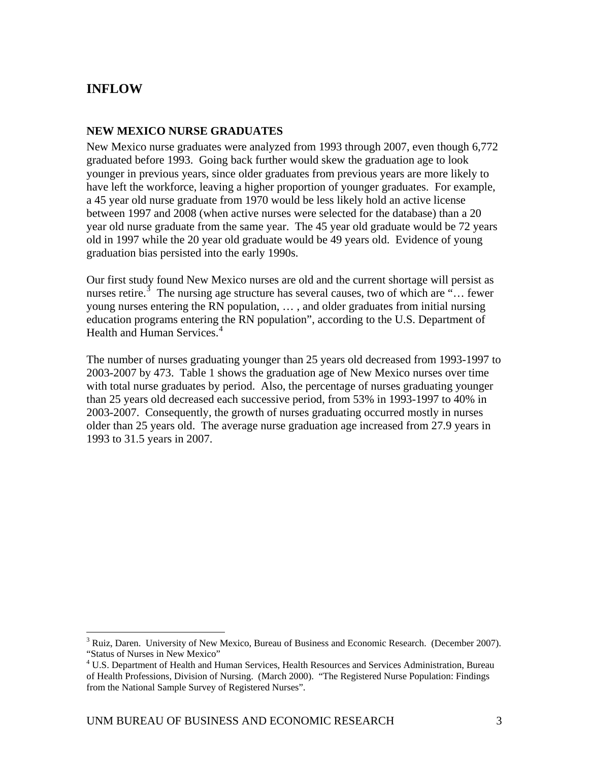# INFLOW

## NEW MEXICO NURSE GRADUATES

New Mexico nurse graduates were analyzed from 1993 through 2007, even though 6,772 graduated before 1993. Going back further would skew the graduation age to look younger in previous years, since older graduates from previous years are more likely to have left the workforce, leaving a higher proportion of younger graduates. For example, a 45 year old nurse graduate from 1970 would be less likely hold an active license between 1997 and 2008 (when active nurses were selected for the database) than a 20 year old nurse graduate from the same year. The 45 year old graduate would be 72 years old in 1997 while the 20 year old graduate would be 49 years old. Evidence of young graduation bias persisted into the early 1990s.

Our first study found New Mexico nurses are old and the current shortage will persist as nurses retire.[3] The nursing age structure has several causes, two of which are "… fewer young nurses entering the RN population, … , and older graduates from initial nursing education programs entering the RN population", according to the U.S. Department of Health and Human Services.[4]

The number of nurses graduating younger than 25 years old decreased from 1993-1997 to 2003-2007 by 473. Table 1 shows the graduation age of New Mexico nurses over time with total nurse graduates by period. Also, the percentage of nurses graduating younger than 25 years old decreased each successive period, from 53% in 1993-1997 to 40% in 2003-2007. Consequently, the growth of nurses graduating occurred mostly in nurses older than 25 years old. The average nurse graduation age increased from 27.9 years in 1993 to 31.5 years in 2007.

---

[3] Ruiz, Daren. University of New Mexico, Bureau of Business and Economic Research. (December 2007). "Status of Nurses in New Mexico"

[4] U.S. Department of Health and Human Services, Health Resources and Services Administration, Bureau of Health Professions, Division of Nursing. (March 2000). "The Registered Nurse Population: Findings from the National Sample Survey of Registered Nurses".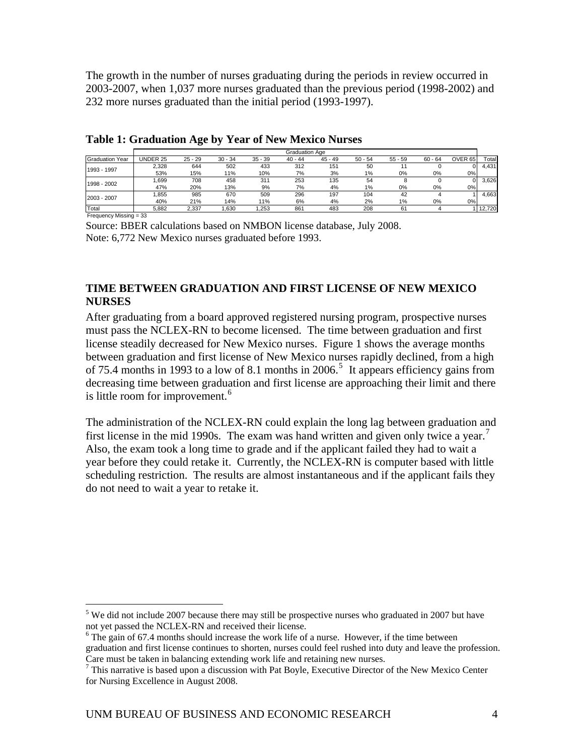The growth in the number of nurses graduating during the periods in review occurred in 2003-2007, when 1,037 more nurses graduated than the previous period (1998-2002) and 232 more nurses graduated than the initial period (1993-1997).

**Table 1: Graduation Age by Year of New Mexico Nurses**

| | Graduation Age | | | | | | | | | | |
|---|---|---|---|---|---|---|---|---|---|---|---|
| Graduation Year | UNDER 25 | 25 - 29 | 30 - 34 | 35 - 39 | 40 - 44 | 45 - 49 | 50 - 54 | 55 - 59 | 60 - 64 | OVER 65 | Total |
| 1993 - 1997 | 2,328 | 644 | 502 | 433 | 312 | 151 | 50 | 11 | 0 | 0 | 4,431 |
| | 53% | 15% | 11% | 10% | 7% | 3% | 1% | 0% | 0% | 0% | |
| 1998 - 2002 | 1,699 | 708 | 458 | 311 | 253 | 135 | 54 | 8 | 0 | 0 | 3,626 |
| | 47% | 20% | 13% | 9% | 7% | 4% | 1% | 0% | 0% | 0% | |
| 2003 - 2007 | 1,855 | 985 | 670 | 509 | 296 | 197 | 104 | 42 | 4 | 1 | 4,663 |
| | 40% | 21% | 14% | 11% | 6% | 4% | 2% | 1% | 0% | 0% | |
| Total | 5,882 | 2,337 | 1,630 | 1,253 | 861 | 483 | 208 | 61 | 4 | 1 | 12,720 |

Frequency Missing = 33

Source: BBER calculations based on NMBON license database, July 2008.
Note: 6,772 New Mexico nurses graduated before 1993.

## TIME BETWEEN GRADUATION AND FIRST LICENSE OF NEW MEXICO NURSES

After graduating from a board approved registered nursing program, prospective nurses must pass the NCLEX-RN to become licensed. The time between graduation and first license steadily decreased for New Mexico nurses. Figure 1 shows the average months between graduation and first license of New Mexico nurses rapidly declined, from a high of 75.4 months in 1993 to a low of 8.1 months in 2006.[5] It appears efficiency gains from decreasing time between graduation and first license are approaching their limit and there is little room for improvement.[6]

The administration of the NCLEX-RN could explain the long lag between graduation and first license in the mid 1990s. The exam was hand written and given only twice a year.[7] Also, the exam took a long time to grade and if the applicant failed they had to wait a year before they could retake it. Currently, the NCLEX-RN is computer based with little scheduling restriction. The results are almost instantaneous and if the applicant fails they do not need to wait a year to retake it.

[5] We did not include 2007 because there may still be prospective nurses who graduated in 2007 but have not yet passed the NCLEX-RN and received their license.

[6] The gain of 67.4 months should increase the work life of a nurse. However, if the time between graduation and first license continues to shorten, nurses could feel rushed into duty and leave the profession. Care must be taken in balancing extending work life and retaining new nurses.

[7] This narrative is based upon a discussion with Pat Boyle, Executive Director of the New Mexico Center for Nursing Excellence in August 2008.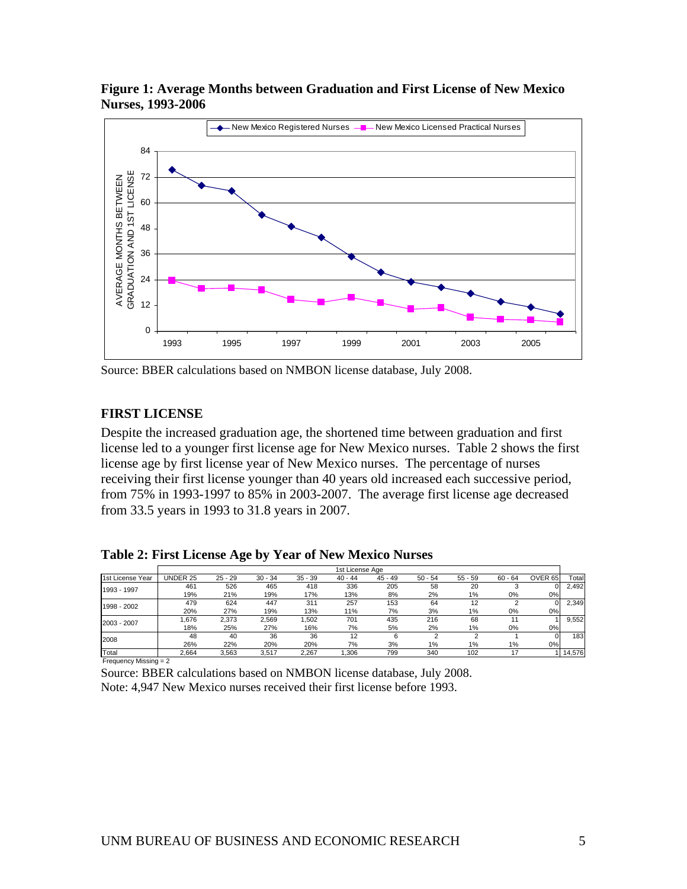**Figure 1: Average Months between Graduation and First License of New Mexico Nurses, 1993-2006**

Source: BBER calculations based on NMBON license database, July 2008.

## FIRST LICENSE

Despite the increased graduation age, the shortened time between graduation and first license led to a younger first license age for New Mexico nurses. Table 2 shows the first license age by first license year of New Mexico nurses. The percentage of nurses receiving their first license younger than 40 years old increased each successive period, from 75% in 1993-1997 to 85% in 2003-2007. The average first license age decreased from 33.5 years in 1993 to 31.8 years in 2007.

**Table 2: First License Age by Year of New Mexico Nurses**

| | 1st License Age | | | | | | | | | | |
|---|---|---|---|---|---|---|---|---|---|---|---|
| 1st License Year | UNDER 25 | 25 - 29 | 30 - 34 | 35 - 39 | 40 - 44 | 45 - 49 | 50 - 54 | 55 - 59 | 60 - 64 | OVER 65 | Total |
| 1993 - 1997 | 461 | 526 | 465 | 418 | 336 | 205 | 58 | 20 | 3 | 0 | 2,492 |
| | 19% | 21% | 19% | 17% | 13% | 8% | 2% | 1% | 0% | 0% | |
| 1998 - 2002 | 479 | 624 | 447 | 311 | 257 | 153 | 64 | 12 | 2 | 0 | 2,349 |
| | 20% | 27% | 19% | 13% | 11% | 7% | 3% | 1% | 0% | 0% | |
| 2003 - 2007 | 1,676 | 2,373 | 2,569 | 1,502 | 701 | 435 | 216 | 68 | 11 | 1 | 9,552 |
| | 18% | 25% | 27% | 16% | 7% | 5% | 2% | 1% | 0% | 0% | |
| 2008 | 48 | 40 | 36 | 36 | 12 | 6 | 2 | 2 | 1 | 0 | 183 |
| | 26% | 22% | 20% | 20% | 7% | 3% | 1% | 1% | 1% | 0% | |
| Total | 2,664 | 3,563 | 3,517 | 2,267 | 1,306 | 799 | 340 | 102 | 17 | 1 | 14,576 |

Frequency Missing = 2

Source: BBER calculations based on NMBON license database, July 2008.
Note: 4,947 New Mexico nurses received their first license before 1993.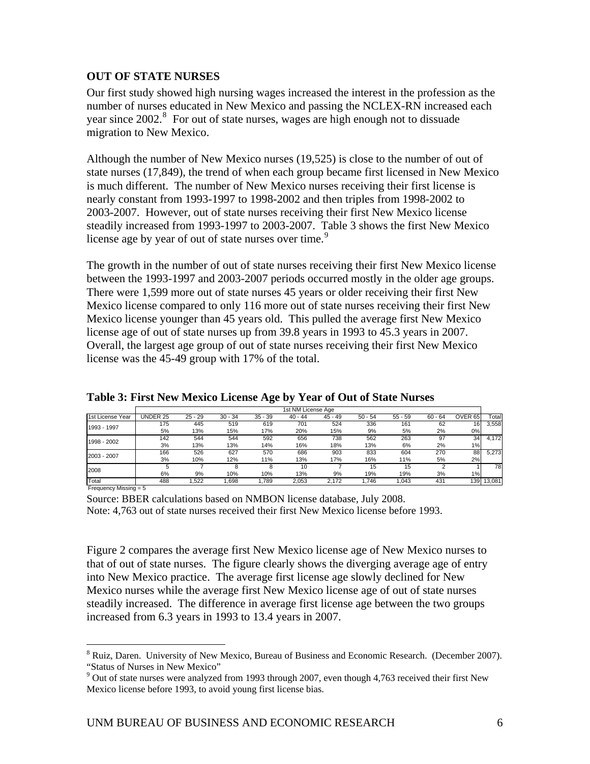**OUT OF STATE NURSES**

Our first study showed high nursing wages increased the interest in the profession as the number of nurses educated in New Mexico and passing the NCLEX-RN increased each year since 2002.[8] For out of state nurses, wages are high enough not to dissuade migration to New Mexico.

Although the number of New Mexico nurses (19,525) is close to the number of out of state nurses (17,849), the trend of when each group became first licensed in New Mexico is much different. The number of New Mexico nurses receiving their first license is nearly constant from 1993-1997 to 1998-2002 and then triples from 1998-2002 to 2003-2007. However, out of state nurses receiving their first New Mexico license steadily increased from 1993-1997 to 2003-2007. Table 3 shows the first New Mexico license age by year of out of state nurses over time.[9]

The growth in the number of out of state nurses receiving their first New Mexico license between the 1993-1997 and 2003-2007 periods occurred mostly in the older age groups. There were 1,599 more out of state nurses 45 years or older receiving their first New Mexico license compared to only 116 more out of state nurses receiving their first New Mexico license younger than 45 years old. This pulled the average first New Mexico license age of out of state nurses up from 39.8 years in 1993 to 45.3 years in 2007. Overall, the largest age group of out of state nurses receiving their first New Mexico license was the 45-49 group with 17% of the total.

**Table 3: First New Mexico License Age by Year of Out of State Nurses**

| | 1st NM License Age | | | | | | | | | | |
|---|---|---|---|---|---|---|---|---|---|---|---|
| 1st License Year | UNDER 25 | 25 - 29 | 30 - 34 | 35 - 39 | 40 - 44 | 45 - 49 | 50 - 54 | 55 - 59 | 60 - 64 | OVER 65 | Total |
| 1993 - 1997 | 175 | 445 | 519 | 619 | 701 | 524 | 336 | 161 | 62 | 16 | 3,558 |
| | 5% | 13% | 15% | 17% | 20% | 15% | 9% | 5% | 2% | 0% | |
| 1998 - 2002 | 142 | 544 | 544 | 592 | 656 | 738 | 562 | 263 | 97 | 34 | 4,172 |
| | 3% | 13% | 13% | 14% | 16% | 18% | 13% | 6% | 2% | 1% | |
| 2003 - 2007 | 166 | 526 | 627 | 570 | 686 | 903 | 833 | 604 | 270 | 88 | 5,273 |
| | 3% | 10% | 12% | 11% | 13% | 17% | 16% | 11% | 5% | 2% | |
| 2008 | 5 | 7 | 8 | 8 | 10 | 7 | 15 | 15 | 2 | 1 | 78 |
| | 6% | 9% | 10% | 10% | 13% | 9% | 19% | 19% | 3% | 1% | |
| Total | 488 | 1,522 | 1,698 | 1,789 | 2,053 | 2,172 | 1,746 | 1,043 | 431 | 139 | 13,081 |

Frequency Missing = 5

Source: BBER calculations based on NMBON license database, July 2008.
Note: 4,763 out of state nurses received their first New Mexico license before 1993.

Figure 2 compares the average first New Mexico license age of New Mexico nurses to that of out of state nurses. The figure clearly shows the diverging average age of entry into New Mexico practice. The average first license age slowly declined for New Mexico nurses while the average first New Mexico license age of out of state nurses steadily increased. The difference in average first license age between the two groups increased from 6.3 years in 1993 to 13.4 years in 2007.

[8] Ruiz, Daren. University of New Mexico, Bureau of Business and Economic Research. (December 2007). "Status of Nurses in New Mexico"

[9] Out of state nurses were analyzed from 1993 through 2007, even though 4,763 received their first New Mexico license before 1993, to avoid young first license bias.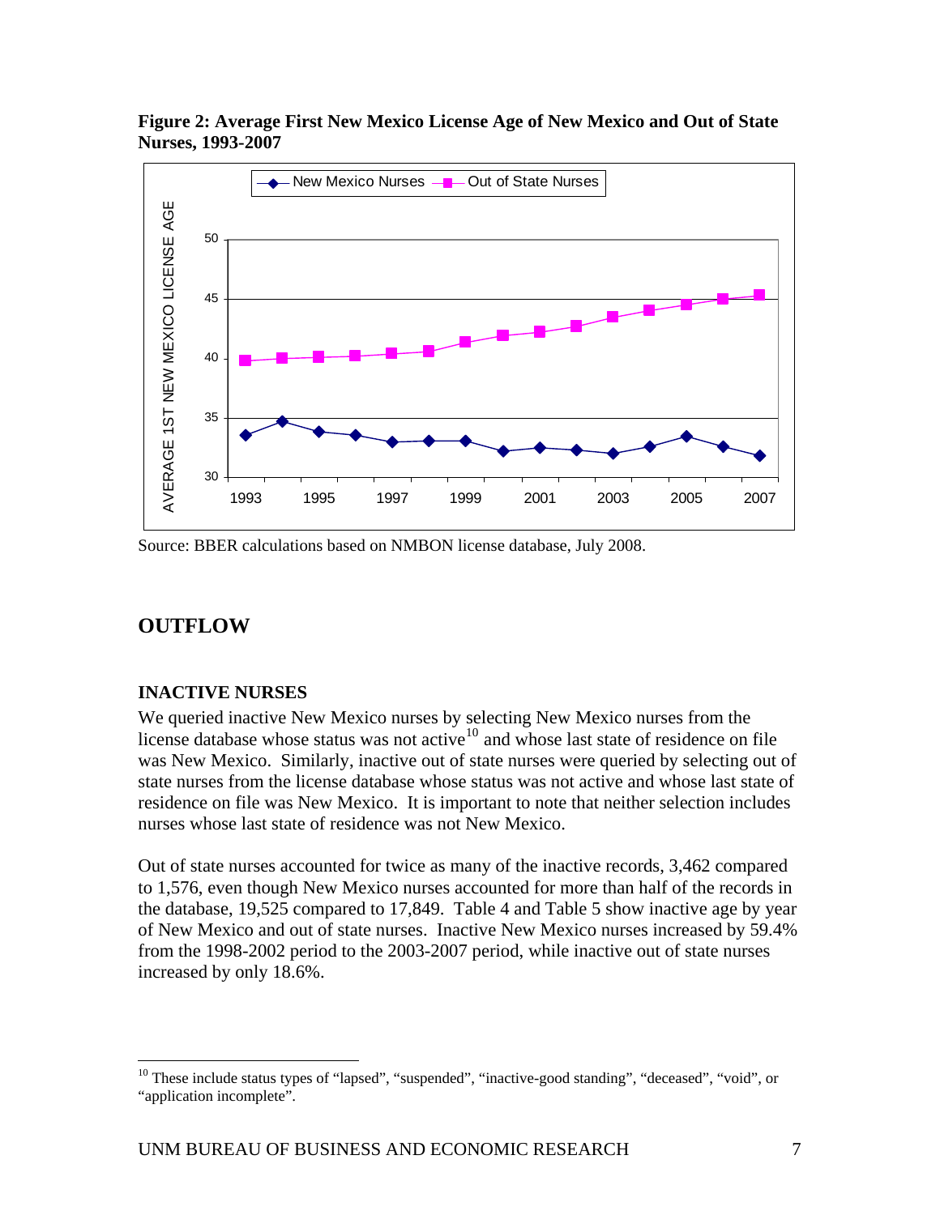**Figure 2: Average First New Mexico License Age of New Mexico and Out of State Nurses, 1993-2007**

Source: BBER calculations based on NMBON license database, July 2008.

## OUTFLOW

### INACTIVE NURSES

We queried inactive New Mexico nurses by selecting New Mexico nurses from the license database whose status was not active[10] and whose last state of residence on file was New Mexico. Similarly, inactive out of state nurses were queried by selecting out of state nurses from the license database whose status was not active and whose last state of residence on file was New Mexico. It is important to note that neither selection includes nurses whose last state of residence was not New Mexico.

Out of state nurses accounted for twice as many of the inactive records, 3,462 compared to 1,576, even though New Mexico nurses accounted for more than half of the records in the database, 19,525 compared to 17,849. Table 4 and Table 5 show inactive age by year of New Mexico and out of state nurses. Inactive New Mexico nurses increased by 59.4% from the 1998-2002 period to the 2003-2007 period, while inactive out of state nurses increased by only 18.6%.

[10] These include status types of "lapsed", "suspended", "inactive-good standing", "deceased", "void", or "application incomplete".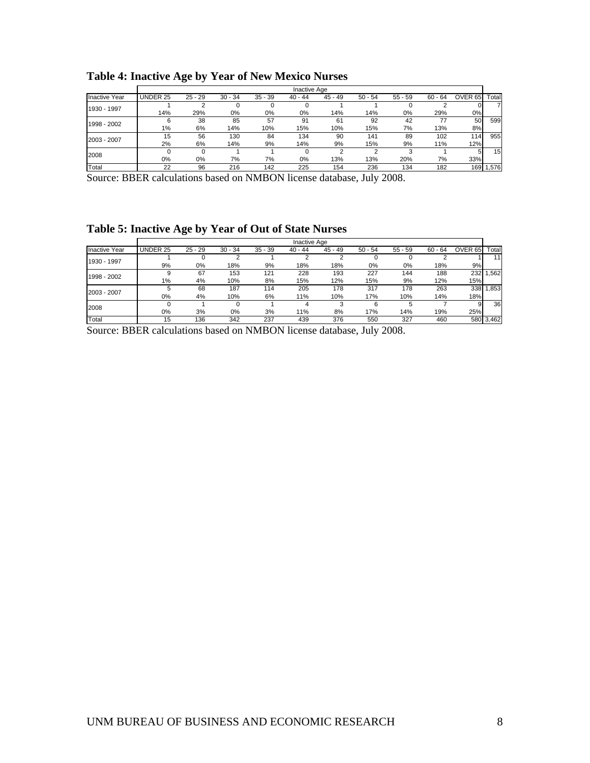**Table 4: Inactive Age by Year of New Mexico Nurses**

| Inactive Year | Inactive Age | | | | | | | | | | Total |
|---|---|---|---|---|---|---|---|---|---|---|---|
| | UNDER 25 | 25 - 29 | 30 - 34 | 35 - 39 | 40 - 44 | 45 - 49 | 50 - 54 | 55 - 59 | 60 - 64 | OVER 65 | Total |
| 1930 - 1997 | 1 | 2 | 0 | 0 | 0 | 1 | 1 | 0 | 2 | 0 | 7 |
| | 14% | 29% | 0% | 0% | 0% | 14% | 14% | 0% | 29% | 0% | |
| 1998 - 2002 | 6 | 38 | 85 | 57 | 91 | 61 | 92 | 42 | 77 | 50 | 599 |
| | 1% | 6% | 14% | 10% | 15% | 10% | 15% | 7% | 13% | 8% | |
| 2003 - 2007 | 15 | 56 | 130 | 84 | 134 | 90 | 141 | 89 | 102 | 114 | 955 |
| | 2% | 6% | 14% | 9% | 14% | 9% | 15% | 9% | 11% | 12% | |
| 2008 | 0 | 0 | 1 | 1 | 0 | 2 | 2 | 3 | 1 | 5 | 15 |
| | 0% | 0% | 7% | 7% | 0% | 13% | 13% | 20% | 7% | 33% | |
| Total | 22 | 96 | 216 | 142 | 225 | 154 | 236 | 134 | 182 | 169 | 1,576 |

Source: BBER calculations based on NMBON license database, July 2008.

**Table 5: Inactive Age by Year of Out of State Nurses**

| Inactive Year | Inactive Age | | | | | | | | | | Total |
|---|---|---|---|---|---|---|---|---|---|---|---|
| | UNDER 25 | 25 - 29 | 30 - 34 | 35 - 39 | 40 - 44 | 45 - 49 | 50 - 54 | 55 - 59 | 60 - 64 | OVER 65 | Total |
| 1930 - 1997 | 1 | 0 | 2 | 1 | 2 | 2 | 0 | 0 | 2 | 1 | 11 |
| | 9% | 0% | 18% | 9% | 18% | 18% | 0% | 0% | 18% | 9% | |
| 1998 - 2002 | 9 | 67 | 153 | 121 | 228 | 193 | 227 | 144 | 188 | 232 | 1,562 |
| | 1% | 4% | 10% | 8% | 15% | 12% | 15% | 9% | 12% | 15% | |
| 2003 - 2007 | 5 | 68 | 187 | 114 | 205 | 178 | 317 | 178 | 263 | 338 | 1,853 |
| | 0% | 4% | 10% | 6% | 11% | 10% | 17% | 10% | 14% | 18% | |
| 2008 | 0 | 1 | 0 | 1 | 4 | 3 | 6 | 5 | 7 | 9 | 36 |
| | 0% | 3% | 0% | 3% | 11% | 8% | 17% | 14% | 19% | 25% | |
| Total | 15 | 136 | 342 | 237 | 439 | 376 | 550 | 327 | 460 | 580 | 3,462 |

Source: BBER calculations based on NMBON license database, July 2008.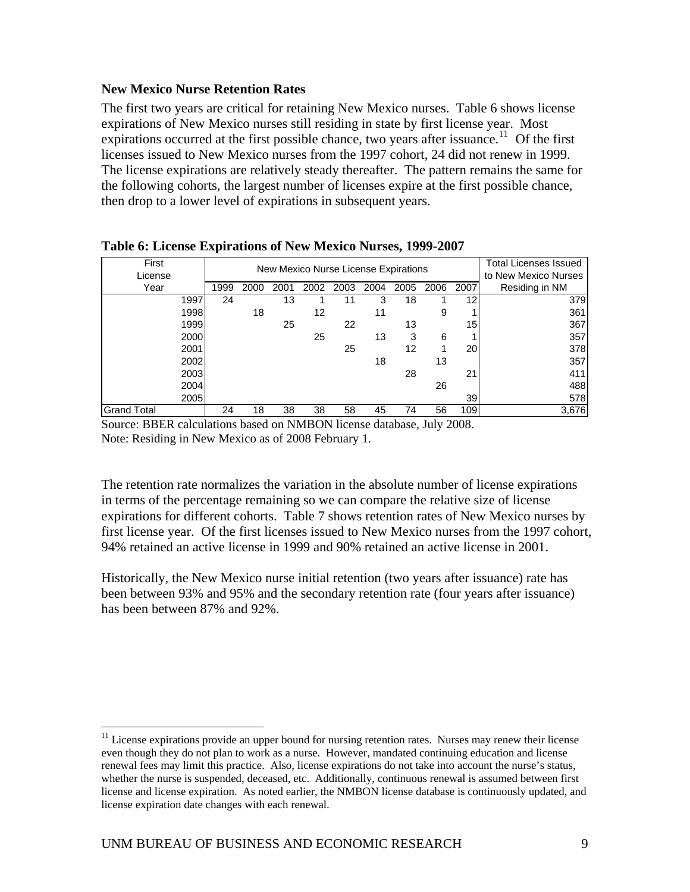### New Mexico Nurse Retention Rates

The first two years are critical for retaining New Mexico nurses. Table 6 shows license expirations of New Mexico nurses still residing in state by first license year. Most expirations occurred at the first possible chance, two years after issuance.[11] Of the first licenses issued to New Mexico nurses from the 1997 cohort, 24 did not renew in 1999. The license expirations are relatively steady thereafter. The pattern remains the same for the following cohorts, the largest number of licenses expire at the first possible chance, then drop to a lower level of expirations in subsequent years.

**Table 6: License Expirations of New Mexico Nurses, 1999-2007**

| First License Year | New Mexico Nurse License Expirations | | | | | | | | | Total Licenses Issued to New Mexico Nurses Residing in NM |
|---|---|---|---|---|---|---|---|---|---|---|
| | 1999 | 2000 | 2001 | 2002 | 2003 | 2004 | 2005 | 2006 | 2007 | |
| 1997 | 24 | | 13 | 1 | 11 | 3 | 18 | 1 | 12 | 379 |
| 1998 | | 18 | | 12 | | 11 | | 9 | 1 | 361 |
| 1999 | | | 25 | | 22 | | 13 | | 15 | 367 |
| 2000 | | | | 25 | | 13 | 3 | 6 | 1 | 357 |
| 2001 | | | | | 25 | | 12 | 1 | 20 | 378 |
| 2002 | | | | | | 18 | | 13 | | 357 |
| 2003 | | | | | | | 28 | | 21 | 411 |
| 2004 | | | | | | | | 26 | | 488 |
| 2005 | | | | | | | | | 39 | 578 |
| Grand Total | 24 | 18 | 38 | 38 | 58 | 45 | 74 | 56 | 109 | 3,676 |

Source: BBER calculations based on NMBON license database, July 2008.
Note: Residing in New Mexico as of 2008 February 1.

The retention rate normalizes the variation in the absolute number of license expirations in terms of the percentage remaining so we can compare the relative size of license expirations for different cohorts. Table 7 shows retention rates of New Mexico nurses by first license year. Of the first licenses issued to New Mexico nurses from the 1997 cohort, 94% retained an active license in 1999 and 90% retained an active license in 2001.

Historically, the New Mexico nurse initial retention (two years after issuance) rate has been between 93% and 95% and the secondary retention rate (four years after issuance) has been between 87% and 92%.

[11] License expirations provide an upper bound for nursing retention rates. Nurses may renew their license even though they do not plan to work as a nurse. However, mandated continuing education and license renewal fees may limit this practice. Also, license expirations do not take into account the nurse's status, whether the nurse is suspended, deceased, etc. Additionally, continuous renewal is assumed between first license and license expiration. As noted earlier, the NMBON license database is continuously updated, and license expiration date changes with each renewal.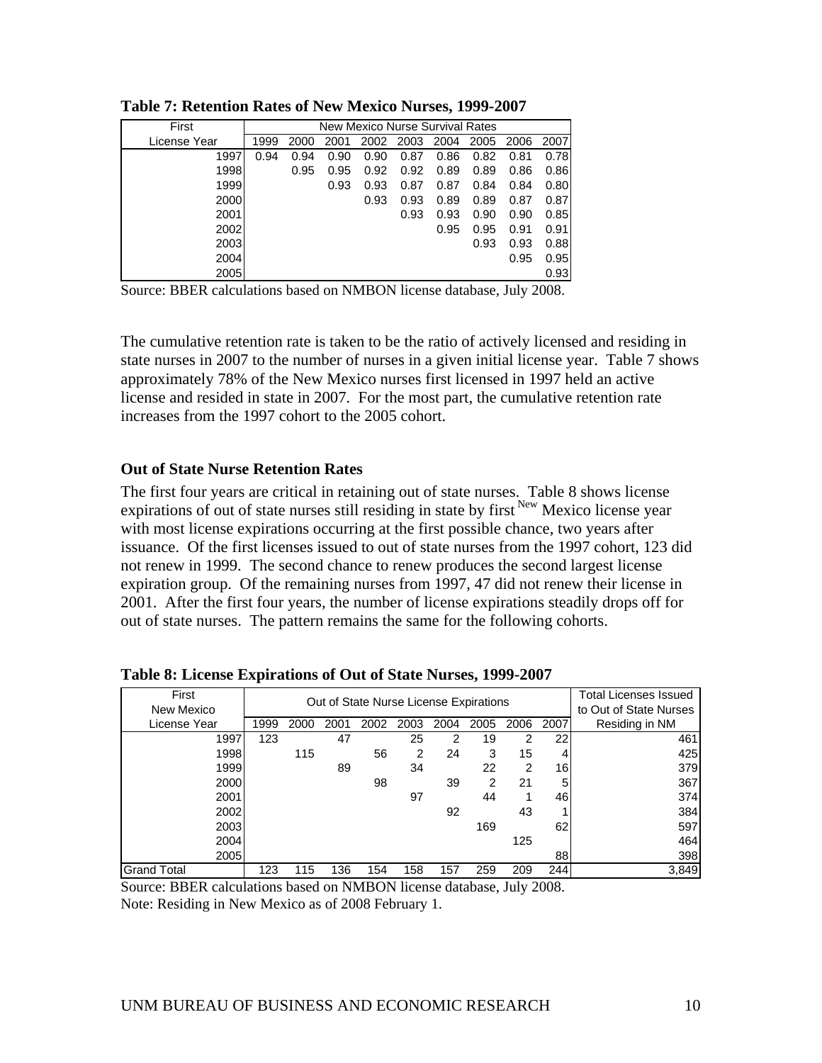**Table 7: Retention Rates of New Mexico Nurses, 1999-2007**

| First License Year | New Mexico Nurse Survival Rates | | | | | | | | |
|---|---|---|---|---|---|---|---|---|---|
| | 1999 | 2000 | 2001 | 2002 | 2003 | 2004 | 2005 | 2006 | 2007 |
| 1997 | 0.94 | 0.94 | 0.90 | 0.90 | 0.87 | 0.86 | 0.82 | 0.81 | 0.78 |
| 1998 | | 0.95 | 0.95 | 0.92 | 0.92 | 0.89 | 0.89 | 0.86 | 0.86 |
| 1999 | | | 0.93 | 0.93 | 0.87 | 0.87 | 0.84 | 0.84 | 0.80 |
| 2000 | | | | 0.93 | 0.93 | 0.89 | 0.89 | 0.87 | 0.87 |
| 2001 | | | | | 0.93 | 0.93 | 0.90 | 0.90 | 0.85 |
| 2002 | | | | | | 0.95 | 0.95 | 0.91 | 0.91 |
| 2003 | | | | | | | 0.93 | 0.93 | 0.88 |
| 2004 | | | | | | | | 0.95 | 0.95 |
| 2005 | | | | | | | | | 0.93 |

Source: BBER calculations based on NMBON license database, July 2008.

The cumulative retention rate is taken to be the ratio of actively licensed and residing in state nurses in 2007 to the number of nurses in a given initial license year. Table 7 shows approximately 78% of the New Mexico nurses first licensed in 1997 held an active license and resided in state in 2007. For the most part, the cumulative retention rate increases from the 1997 cohort to the 2005 cohort.

### Out of State Nurse Retention Rates

The first four years are critical in retaining out of state nurses. Table 8 shows license expirations of out of state nurses still residing in state by first New Mexico license year with most license expirations occurring at the first possible chance, two years after issuance. Of the first licenses issued to out of state nurses from the 1997 cohort, 123 did not renew in 1999. The second chance to renew produces the second largest license expiration group. Of the remaining nurses from 1997, 47 did not renew their license in 2001. After the first four years, the number of license expirations steadily drops off for out of state nurses. The pattern remains the same for the following cohorts.

**Table 8: License Expirations of Out of State Nurses, 1999-2007**

| First New Mexico License Year | Out of State Nurse License Expirations | | | | | | | | | Total Licenses Issued to Out of State Nurses Residing in NM |
|---|---|---|---|---|---|---|---|---|---|---|
| | 1999 | 2000 | 2001 | 2002 | 2003 | 2004 | 2005 | 2006 | 2007 | |
| 1997 | 123 | | 47 | | 25 | 2 | 19 | 2 | 22 | 461 |
| 1998 | | 115 | | 56 | 2 | 24 | 3 | 15 | 4 | 425 |
| 1999 | | | 89 | | 34 | | 22 | 2 | 16 | 379 |
| 2000 | | | | 98 | | 39 | 2 | 21 | 5 | 367 |
| 2001 | | | | | 97 | | 44 | 1 | 46 | 374 |
| 2002 | | | | | | 92 | | 43 | 1 | 384 |
| 2003 | | | | | | | 169 | | 62 | 597 |
| 2004 | | | | | | | | 125 | | 464 |
| 2005 | | | | | | | | | 88 | 398 |
| Grand Total | 123 | 115 | 136 | 154 | 158 | 157 | 259 | 209 | 244 | 3,849 |

Source: BBER calculations based on NMBON license database, July 2008.
Note: Residing in New Mexico as of 2008 February 1.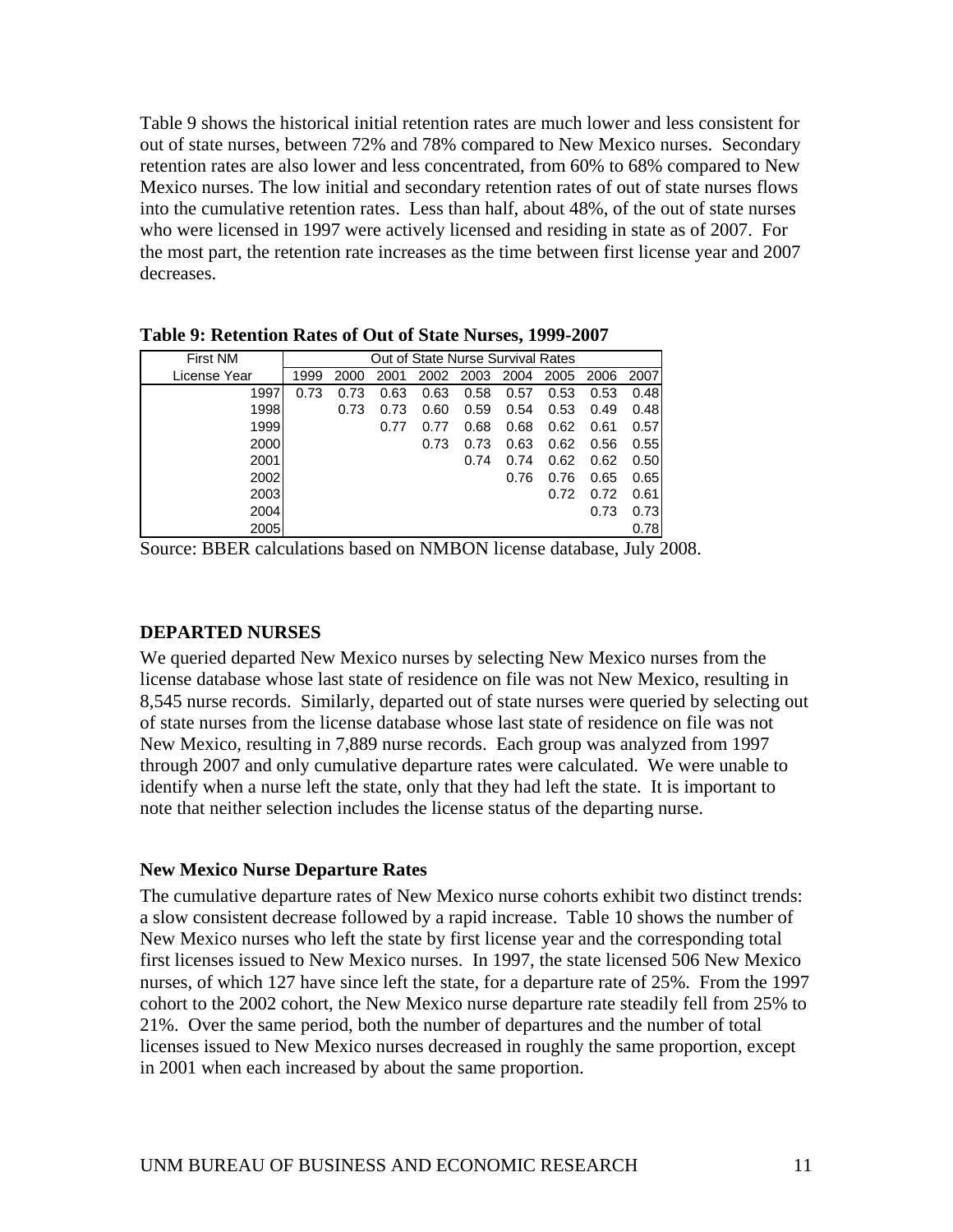Table 9 shows the historical initial retention rates are much lower and less consistent for out of state nurses, between 72% and 78% compared to New Mexico nurses. Secondary retention rates are also lower and less concentrated, from 60% to 68% compared to New Mexico nurses. The low initial and secondary retention rates of out of state nurses flows into the cumulative retention rates. Less than half, about 48%, of the out of state nurses who were licensed in 1997 were actively licensed and residing in state as of 2007. For the most part, the retention rate increases as the time between first license year and 2007 decreases.

**Table 9: Retention Rates of Out of State Nurses, 1999-2007**

| First NM | Out of State Nurse Survival Rates | | | | | | | | |
|---|---|---|---|---|---|---|---|---|---|
| License Year | 1999 | 2000 | 2001 | 2002 | 2003 | 2004 | 2005 | 2006 | 2007 |
| 1997 | 0.73 | 0.73 | 0.63 | 0.63 | 0.58 | 0.57 | 0.53 | 0.53 | 0.48 |
| 1998 | | 0.73 | 0.73 | 0.60 | 0.59 | 0.54 | 0.53 | 0.49 | 0.48 |
| 1999 | | | 0.77 | 0.77 | 0.68 | 0.68 | 0.62 | 0.61 | 0.57 |
| 2000 | | | | 0.73 | 0.73 | 0.63 | 0.62 | 0.56 | 0.55 |
| 2001 | | | | | 0.74 | 0.74 | 0.62 | 0.62 | 0.50 |
| 2002 | | | | | | 0.76 | 0.76 | 0.65 | 0.65 |
| 2003 | | | | | | | 0.72 | 0.72 | 0.61 |
| 2004 | | | | | | | | 0.73 | 0.73 |
| 2005 | | | | | | | | | 0.78 |

Source: BBER calculations based on NMBON license database, July 2008.

## DEPARTED NURSES

We queried departed New Mexico nurses by selecting New Mexico nurses from the license database whose last state of residence on file was not New Mexico, resulting in 8,545 nurse records. Similarly, departed out of state nurses were queried by selecting out of state nurses from the license database whose last state of residence on file was not New Mexico, resulting in 7,889 nurse records. Each group was analyzed from 1997 through 2007 and only cumulative departure rates were calculated. We were unable to identify when a nurse left the state, only that they had left the state. It is important to note that neither selection includes the license status of the departing nurse.

### New Mexico Nurse Departure Rates

The cumulative departure rates of New Mexico nurse cohorts exhibit two distinct trends: a slow consistent decrease followed by a rapid increase. Table 10 shows the number of New Mexico nurses who left the state by first license year and the corresponding total first licenses issued to New Mexico nurses. In 1997, the state licensed 506 New Mexico nurses, of which 127 have since left the state, for a departure rate of 25%. From the 1997 cohort to the 2002 cohort, the New Mexico nurse departure rate steadily fell from 25% to 21%. Over the same period, both the number of departures and the number of total licenses issued to New Mexico nurses decreased in roughly the same proportion, except in 2001 when each increased by about the same proportion.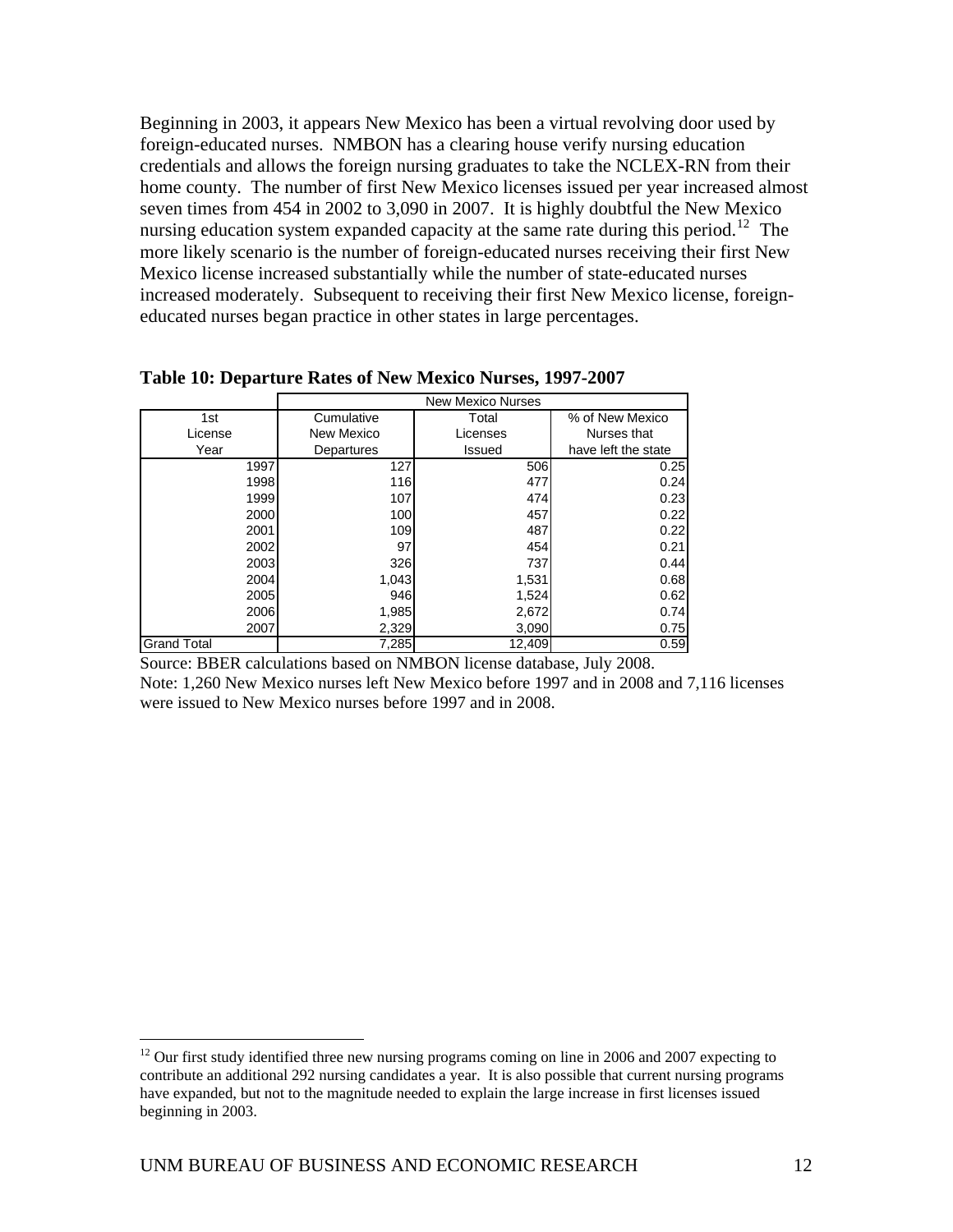Beginning in 2003, it appears New Mexico has been a virtual revolving door used by foreign-educated nurses. NMBON has a clearing house verify nursing education credentials and allows the foreign nursing graduates to take the NCLEX-RN from their home county. The number of first New Mexico licenses issued per year increased almost seven times from 454 in 2002 to 3,090 in 2007. It is highly doubtful the New Mexico nursing education system expanded capacity at the same rate during this period.[12] The more likely scenario is the number of foreign-educated nurses receiving their first New Mexico license increased substantially while the number of state-educated nurses increased moderately. Subsequent to receiving their first New Mexico license, foreign-educated nurses began practice in other states in large percentages.

**Table 10: Departure Rates of New Mexico Nurses, 1997-2007**

| | New Mexico Nurses | | |
|---|---|---|---|
| 1st License Year | Cumulative New Mexico Departures | Total Licenses Issued | % of New Mexico Nurses that have left the state |
| 1997 | 127 | 506 | 0.25 |
| 1998 | 116 | 477 | 0.24 |
| 1999 | 107 | 474 | 0.23 |
| 2000 | 100 | 457 | 0.22 |
| 2001 | 109 | 487 | 0.22 |
| 2002 | 97 | 454 | 0.21 |
| 2003 | 326 | 737 | 0.44 |
| 2004 | 1,043 | 1,531 | 0.68 |
| 2005 | 946 | 1,524 | 0.62 |
| 2006 | 1,985 | 2,672 | 0.74 |
| 2007 | 2,329 | 3,090 | 0.75 |
| Grand Total | 7,285 | 12,409 | 0.59 |

Source: BBER calculations based on NMBON license database, July 2008.

Note: 1,260 New Mexico nurses left New Mexico before 1997 and in 2008 and 7,116 licenses were issued to New Mexico nurses before 1997 and in 2008.

[12] Our first study identified three new nursing programs coming on line in 2006 and 2007 expecting to contribute an additional 292 nursing candidates a year. It is also possible that current nursing programs have expanded, but not to the magnitude needed to explain the large increase in first licenses issued beginning in 2003.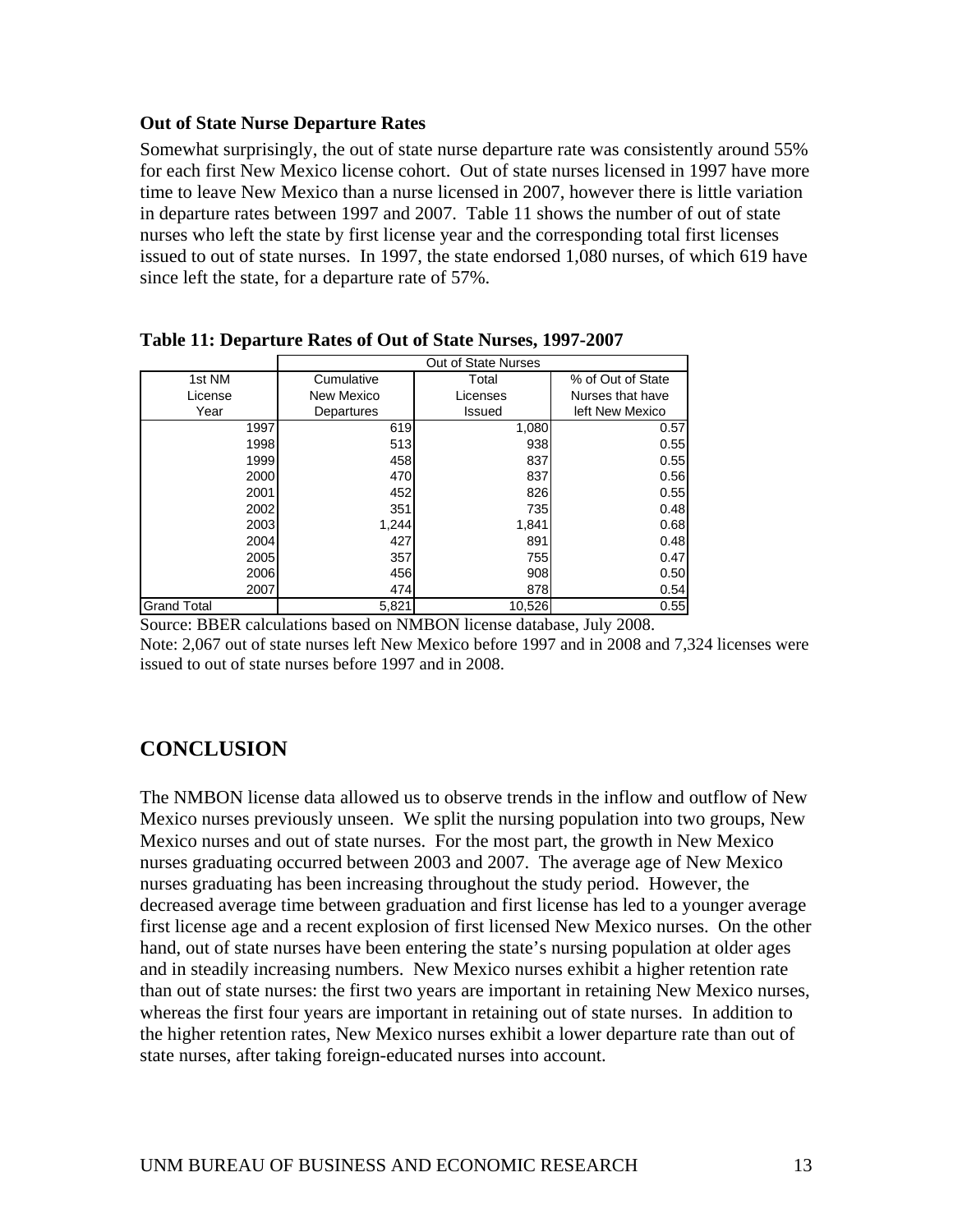**Out of State Nurse Departure Rates**

Somewhat surprisingly, the out of state nurse departure rate was consistently around 55% for each first New Mexico license cohort. Out of state nurses licensed in 1997 have more time to leave New Mexico than a nurse licensed in 2007, however there is little variation in departure rates between 1997 and 2007. Table 11 shows the number of out of state nurses who left the state by first license year and the corresponding total first licenses issued to out of state nurses. In 1997, the state endorsed 1,080 nurses, of which 619 have since left the state, for a departure rate of 57%.

**Table 11: Departure Rates of Out of State Nurses, 1997-2007**

| | Out of State Nurses | | |
|---|---|---|---|
| 1st NM License Year | Cumulative New Mexico Departures | Total Licenses Issued | % of Out of State Nurses that have left New Mexico |
| 1997 | 619 | 1,080 | 0.57 |
| 1998 | 513 | 938 | 0.55 |
| 1999 | 458 | 837 | 0.55 |
| 2000 | 470 | 837 | 0.56 |
| 2001 | 452 | 826 | 0.55 |
| 2002 | 351 | 735 | 0.48 |
| 2003 | 1,244 | 1,841 | 0.68 |
| 2004 | 427 | 891 | 0.48 |
| 2005 | 357 | 755 | 0.47 |
| 2006 | 456 | 908 | 0.50 |
| 2007 | 474 | 878 | 0.54 |
| Grand Total | 5,821 | 10,526 | 0.55 |

Source: BBER calculations based on NMBON license database, July 2008.

Note: 2,067 out of state nurses left New Mexico before 1997 and in 2008 and 7,324 licenses were issued to out of state nurses before 1997 and in 2008.

## CONCLUSION

The NMBON license data allowed us to observe trends in the inflow and outflow of New Mexico nurses previously unseen. We split the nursing population into two groups, New Mexico nurses and out of state nurses. For the most part, the growth in New Mexico nurses graduating occurred between 2003 and 2007. The average age of New Mexico nurses graduating has been increasing throughout the study period. However, the decreased average time between graduation and first license has led to a younger average first license age and a recent explosion of first licensed New Mexico nurses. On the other hand, out of state nurses have been entering the state's nursing population at older ages and in steadily increasing numbers. New Mexico nurses exhibit a higher retention rate than out of state nurses: the first two years are important in retaining New Mexico nurses, whereas the first four years are important in retaining out of state nurses. In addition to the higher retention rates, New Mexico nurses exhibit a lower departure rate than out of state nurses, after taking foreign-educated nurses into account.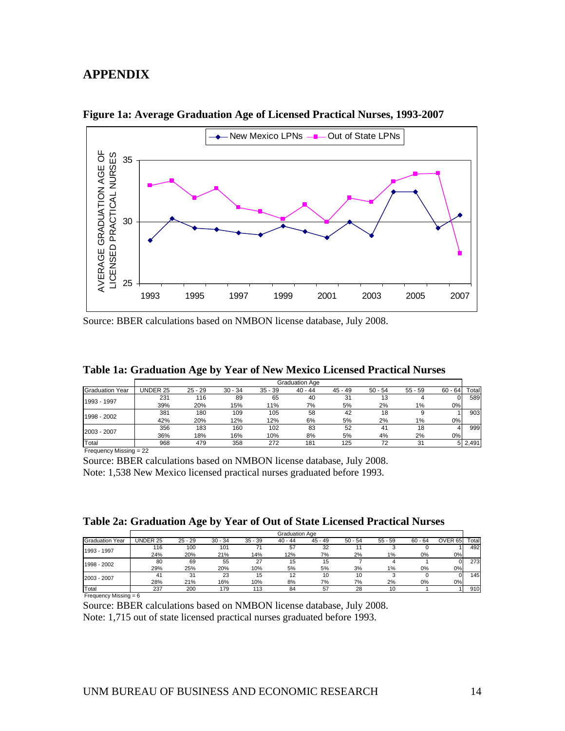# APPENDIX

**Figure 1a: Average Graduation Age of Licensed Practical Nurses, 1993-2007**

Source: BBER calculations based on NMBON license database, July 2008.

**Table 1a: Graduation Age by Year of New Mexico Licensed Practical Nurses**

| | Graduation Age | | | | | | | | | |
|---|---|---|---|---|---|---|---|---|---|---|
| Graduation Year | UNDER 25 | 25 - 29 | 30 - 34 | 35 - 39 | 40 - 44 | 45 - 49 | 50 - 54 | 55 - 59 | 60 - 64 | Total |
| 1993 - 1997 | 231 | 116 | 89 | 65 | 40 | 31 | 13 | 4 | 0 | 589 |
| | 39% | 20% | 15% | 11% | 7% | 5% | 2% | 1% | 0% | |
| 1998 - 2002 | 381 | 180 | 109 | 105 | 58 | 42 | 18 | 9 | 1 | 903 |
| | 42% | 20% | 12% | 12% | 6% | 5% | 2% | 1% | 0% | |
| 2003 - 2007 | 356 | 183 | 160 | 102 | 83 | 52 | 41 | 18 | 4 | 999 |
| | 36% | 18% | 16% | 10% | 8% | 5% | 4% | 2% | 0% | |
| Total | 968 | 479 | 358 | 272 | 181 | 125 | 72 | 31 | 5 | 2,491 |

Frequency Missing = 22

Source: BBER calculations based on NMBON license database, July 2008.
Note: 1,538 New Mexico licensed practical nurses graduated before 1993.

**Table 2a: Graduation Age by Year of Out of State Licensed Practical Nurses**

| | Graduation Age | | | | | | | | | | |
|---|---|---|---|---|---|---|---|---|---|---|---|
| Graduation Year | UNDER 25 | 25 - 29 | 30 - 34 | 35 - 39 | 40 - 44 | 45 - 49 | 50 - 54 | 55 - 59 | 60 - 64 | OVER 65 | Total |
| 1993 - 1997 | 116 | 100 | 101 | 71 | 57 | 32 | 11 | 3 | 0 | 1 | 492 |
| | 24% | 20% | 21% | 14% | 12% | 7% | 2% | 1% | 0% | 0% | |
| 1998 - 2002 | 80 | 69 | 55 | 27 | 15 | 15 | 7 | 4 | 1 | 0 | 273 |
| | 29% | 25% | 20% | 10% | 5% | 5% | 3% | 1% | 0% | 0% | |
| 2003 - 2007 | 41 | 31 | 23 | 15 | 12 | 10 | 10 | 3 | 0 | 0 | 145 |
| | 28% | 21% | 16% | 10% | 8% | 7% | 7% | 2% | 0% | 0% | |
| Total | 237 | 200 | 179 | 113 | 84 | 57 | 28 | 10 | 1 | 1 | 910 |

Frequency Missing = 6

Source: BBER calculations based on NMBON license database, July 2008.
Note: 1,715 out of state licensed practical nurses graduated before 1993.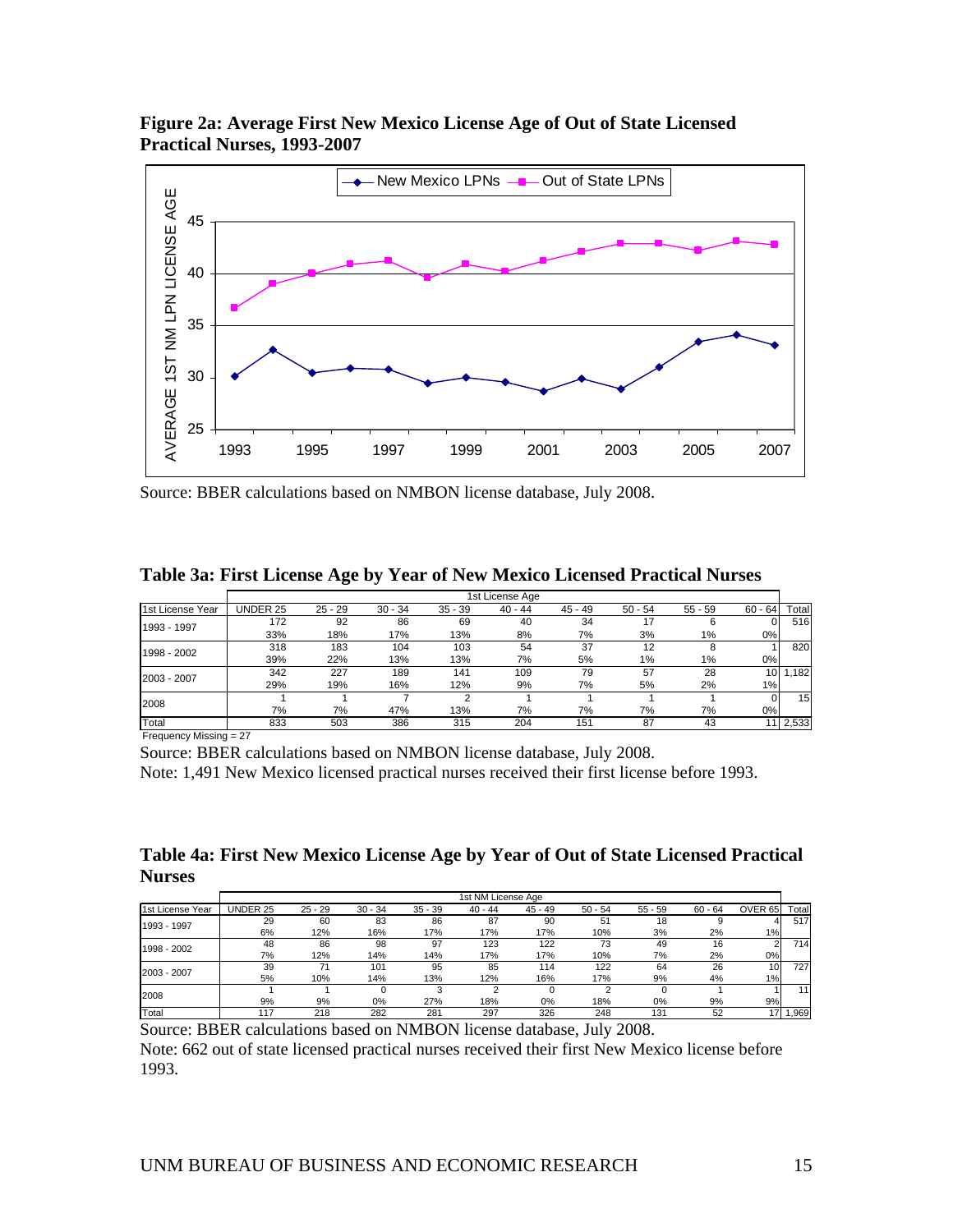**Figure 2a: Average First New Mexico License Age of Out of State Licensed Practical Nurses, 1993-2007**

New Mexico LPNs
Out of State LPNs

AVERAGE 1ST NM LPN LICENSE AGE

45
40
35
30
25

1993
1995
1997
1999
2001
2003
2005
2007

Source: BBER calculations based on NMBON license database, July 2008.

**Table 3a: First License Age by Year of New Mexico Licensed Practical Nurses**

| | 1st License Age | | | | | | | | | |
|---|---|---|---|---|---|---|---|---|---|---|
| 1st License Year | UNDER 25 | 25 - 29 | 30 - 34 | 35 - 39 | 40 - 44 | 45 - 49 | 50 - 54 | 55 - 59 | 60 - 64 | Total |
| 1993 - 1997 | 172 | 92 | 86 | 69 | 40 | 34 | 17 | 6 | 0 | 516 |
| | 33% | 18% | 17% | 13% | 8% | 7% | 3% | 1% | 0% | |
| 1998 - 2002 | 318 | 183 | 104 | 103 | 54 | 37 | 12 | 8 | 1 | 820 |
| | 39% | 22% | 13% | 13% | 7% | 5% | 1% | 1% | 0% | |
| 2003 - 2007 | 342 | 227 | 189 | 141 | 109 | 79 | 57 | 28 | 10 | 1,182 |
| | 29% | 19% | 16% | 12% | 9% | 7% | 5% | 2% | 1% | |
| 2008 | 1 | 1 | 7 | 2 | 1 | 1 | 1 | 1 | 0 | 15 |
| | 7% | 7% | 47% | 13% | 7% | 7% | 7% | 7% | 0% | |
| Total | 833 | 503 | 386 | 315 | 204 | 151 | 87 | 43 | 11 | 2,533 |

Frequency Missing = 27

Source: BBER calculations based on NMBON license database, July 2008.
Note: 1,491 New Mexico licensed practical nurses received their first license before 1993.

**Table 4a: First New Mexico License Age by Year of Out of State Licensed Practical Nurses**

| | 1st NM License Age | | | | | | | | | | |
|---|---|---|---|---|---|---|---|---|---|---|---|
| 1st License Year | UNDER 25 | 25 - 29 | 30 - 34 | 35 - 39 | 40 - 44 | 45 - 49 | 50 - 54 | 55 - 59 | 60 - 64 | OVER 65 | Total |
| 1993 - 1997 | 29 | 60 | 83 | 86 | 87 | 90 | 51 | 18 | 9 | 4 | 517 |
| | 6% | 12% | 16% | 17% | 17% | 17% | 10% | 3% | 2% | 1% | |
| 1998 - 2002 | 48 | 86 | 98 | 97 | 123 | 122 | 73 | 49 | 16 | 2 | 714 |
| | 7% | 12% | 14% | 14% | 17% | 17% | 10% | 7% | 2% | 0% | |
| 2003 - 2007 | 39 | 71 | 101 | 95 | 85 | 114 | 122 | 64 | 26 | 10 | 727 |
| | 5% | 10% | 14% | 13% | 12% | 16% | 17% | 9% | 4% | 1% | |
| 2008 | 1 | 1 | 0 | 3 | 2 | 0 | 2 | 0 | 1 | 1 | 11 |
| | 9% | 9% | 0% | 27% | 18% | 0% | 18% | 0% | 9% | 9% | |
| Total | 117 | 218 | 282 | 281 | 297 | 326 | 248 | 131 | 52 | 17 | 1,969 |

Source: BBER calculations based on NMBON license database, July 2008.
Note: 662 out of state licensed practical nurses received their first New Mexico license before 1993.